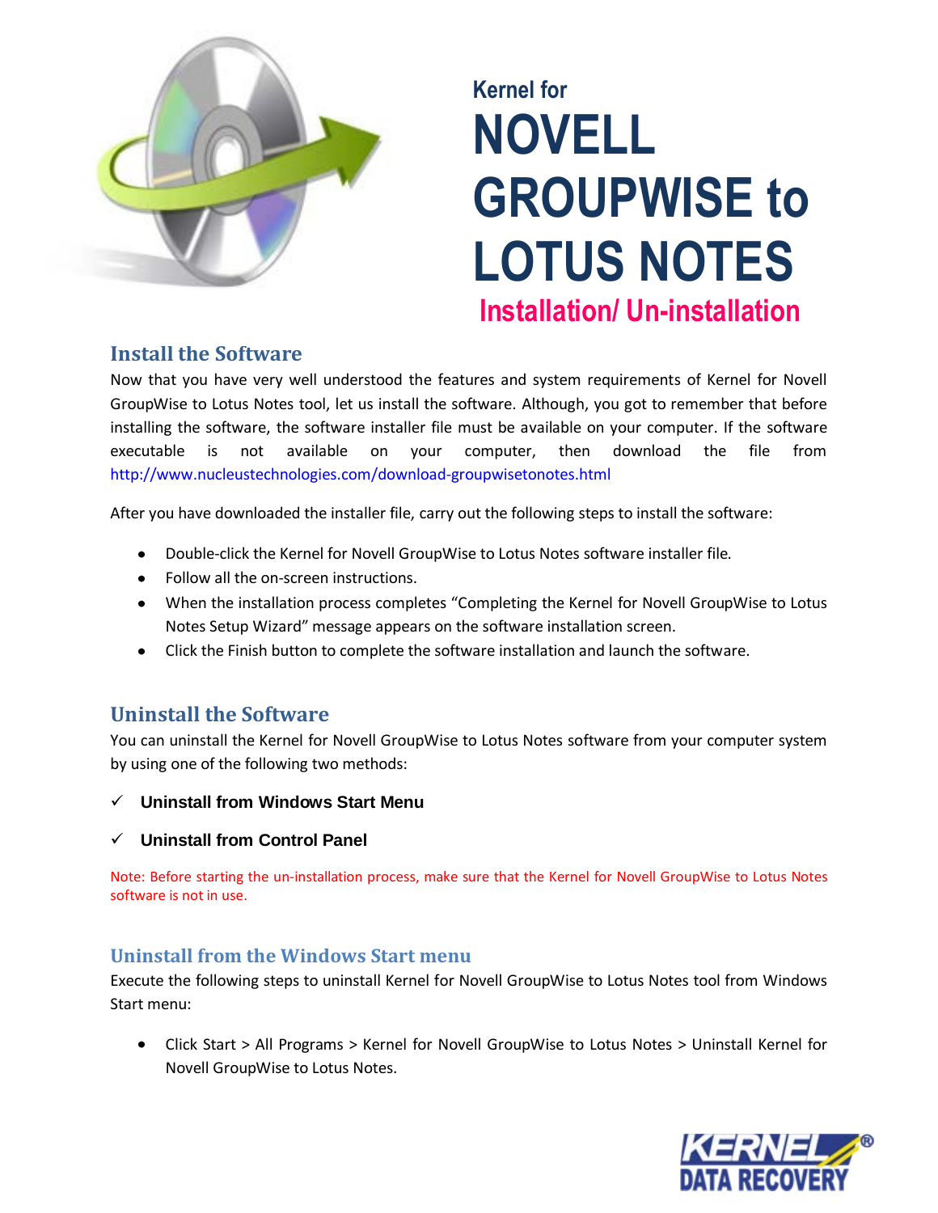Kernel for

# NOVELL GROUPWISE to LOTUS NOTES

## Installation/ Un-installation

## Install the Software

Now that you have very well understood the features and system requirements of Kernel for Novell GroupWise to Lotus Notes tool, let us install the software. Although, you got to remember that before installing the software, the software installer file must be available on your computer. If the software executable is not available on your computer, then download the file from http://www.nucleustechnologies.com/download-groupwisetonotes.html

After you have downloaded the installer file, carry out the following steps to install the software:

- Double-click the Kernel for Novell GroupWise to Lotus Notes software installer file.
- Follow all the on-screen instructions.
- When the installation process completes “Completing the Kernel for Novell GroupWise to Lotus Notes Setup Wizard” message appears on the software installation screen.
- Click the Finish button to complete the software installation and launch the software.

## Uninstall the Software

You can uninstall the Kernel for Novell GroupWise to Lotus Notes software from your computer system by using one of the following two methods:

- ✓ **Uninstall from Windows Start Menu**
- ✓ **Uninstall from Control Panel**

Note: Before starting the un-installation process, make sure that the Kernel for Novell GroupWise to Lotus Notes software is not in use.

### Uninstall from the Windows Start menu

Execute the following steps to uninstall Kernel for Novell GroupWise to Lotus Notes tool from Windows Start menu:

- Click Start > All Programs > Kernel for Novell GroupWise to Lotus Notes > Uninstall Kernel for Novell GroupWise to Lotus Notes.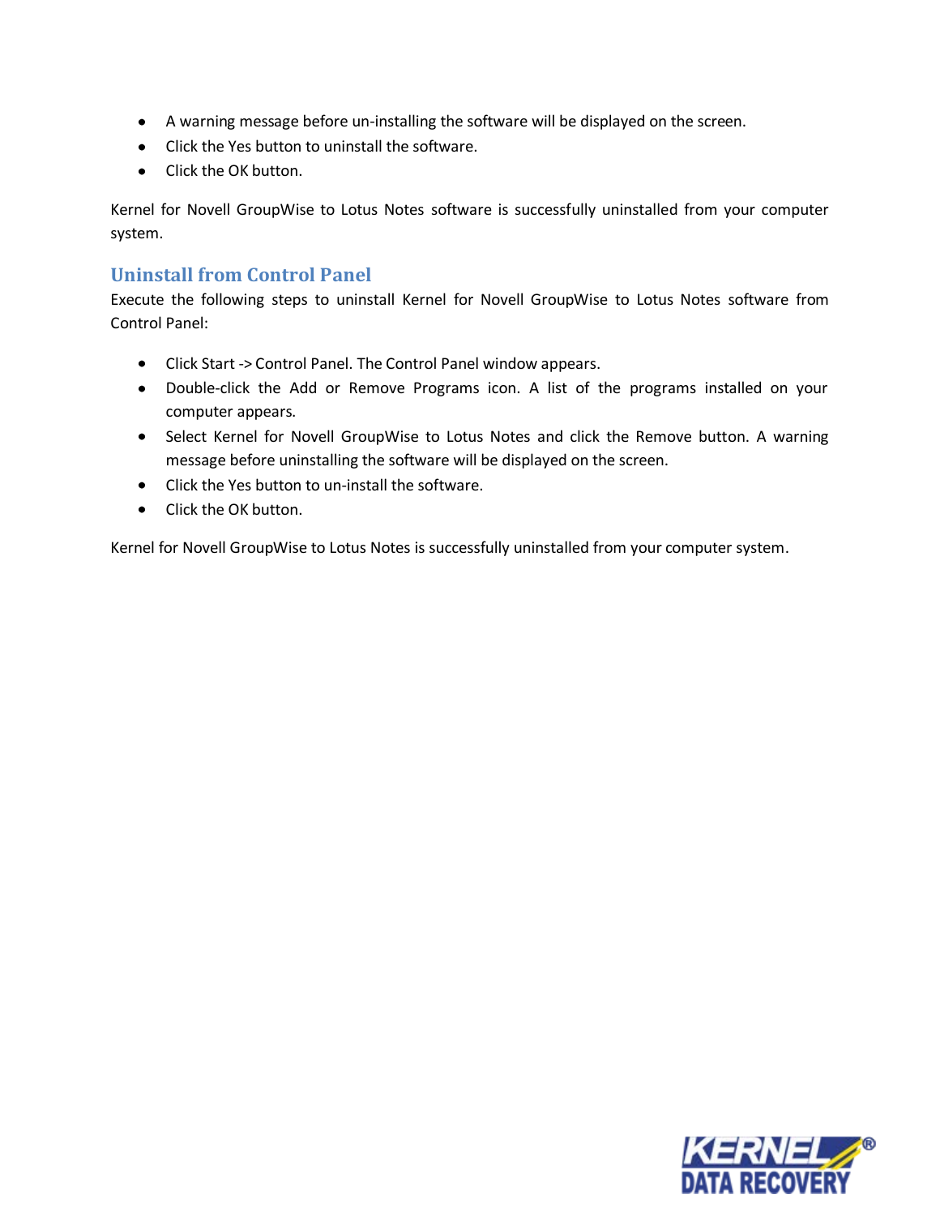- A warning message before un-installing the software will be displayed on the screen.
- Click the Yes button to uninstall the software.
- Click the OK button.

Kernel for Novell GroupWise to Lotus Notes software is successfully uninstalled from your computer system.

## Uninstall from Control Panel

Execute the following steps to uninstall Kernel for Novell GroupWise to Lotus Notes software from Control Panel:

- Click Start -> Control Panel. The Control Panel window appears.
- Double-click the Add or Remove Programs icon. A list of the programs installed on your computer appears.
- Select Kernel for Novell GroupWise to Lotus Notes and click the Remove button. A warning message before uninstalling the software will be displayed on the screen.
- Click the Yes button to un-install the software.
- Click the OK button.

Kernel for Novell GroupWise to Lotus Notes is successfully uninstalled from your computer system.